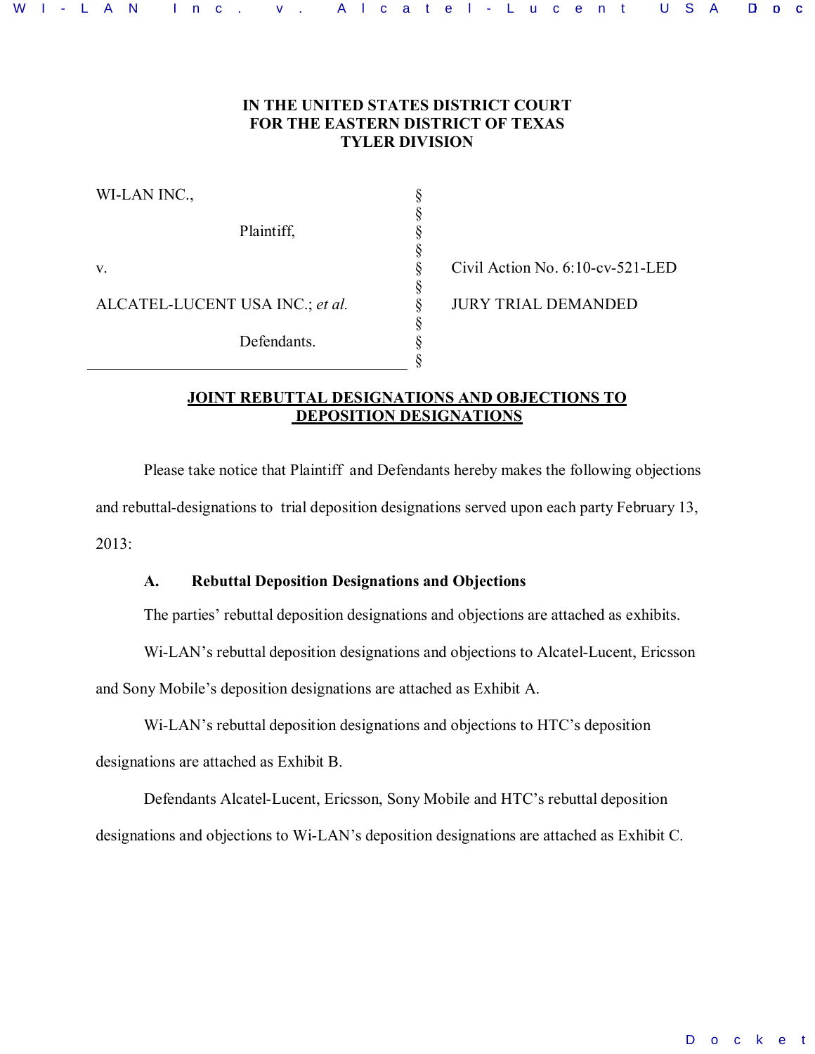**IN THE UNITED STATES DISTRICT COURT
FOR THE EASTERN DISTRICT OF TEXAS
TYLER DIVISION**

| | | |
|---|---|---|
| WI-LAN INC., | § | |
| | § | |
| Plaintiff, | § | |
| | § | |
| v. | § | Civil Action No. 6:10-cv-521-LED |
| | § | |
| ALCATEL-LUCENT USA INC.; *et al.* | § | JURY TRIAL DEMANDED |
| | § | |
| Defendants. | § | |
| | § | |

**JOINT REBUTTAL DESIGNATIONS AND OBJECTIONS TO DEPOSITION DESIGNATIONS**

Please take notice that Plaintiff and Defendants hereby makes the following objections and rebuttal-designations to trial deposition designations served upon each party February 13, 2013:

**A. Rebuttal Deposition Designations and Objections**

The parties' rebuttal deposition designations and objections are attached as exhibits.

Wi-LAN's rebuttal deposition designations and objections to Alcatel-Lucent, Ericsson and Sony Mobile's deposition designations are attached as Exhibit A.

Wi-LAN's rebuttal deposition designations and objections to HTC's deposition designations are attached as Exhibit B.

Defendants Alcatel-Lucent, Ericsson, Sony Mobile and HTC's rebuttal deposition designations and objections to Wi-LAN's deposition designations are attached as Exhibit C.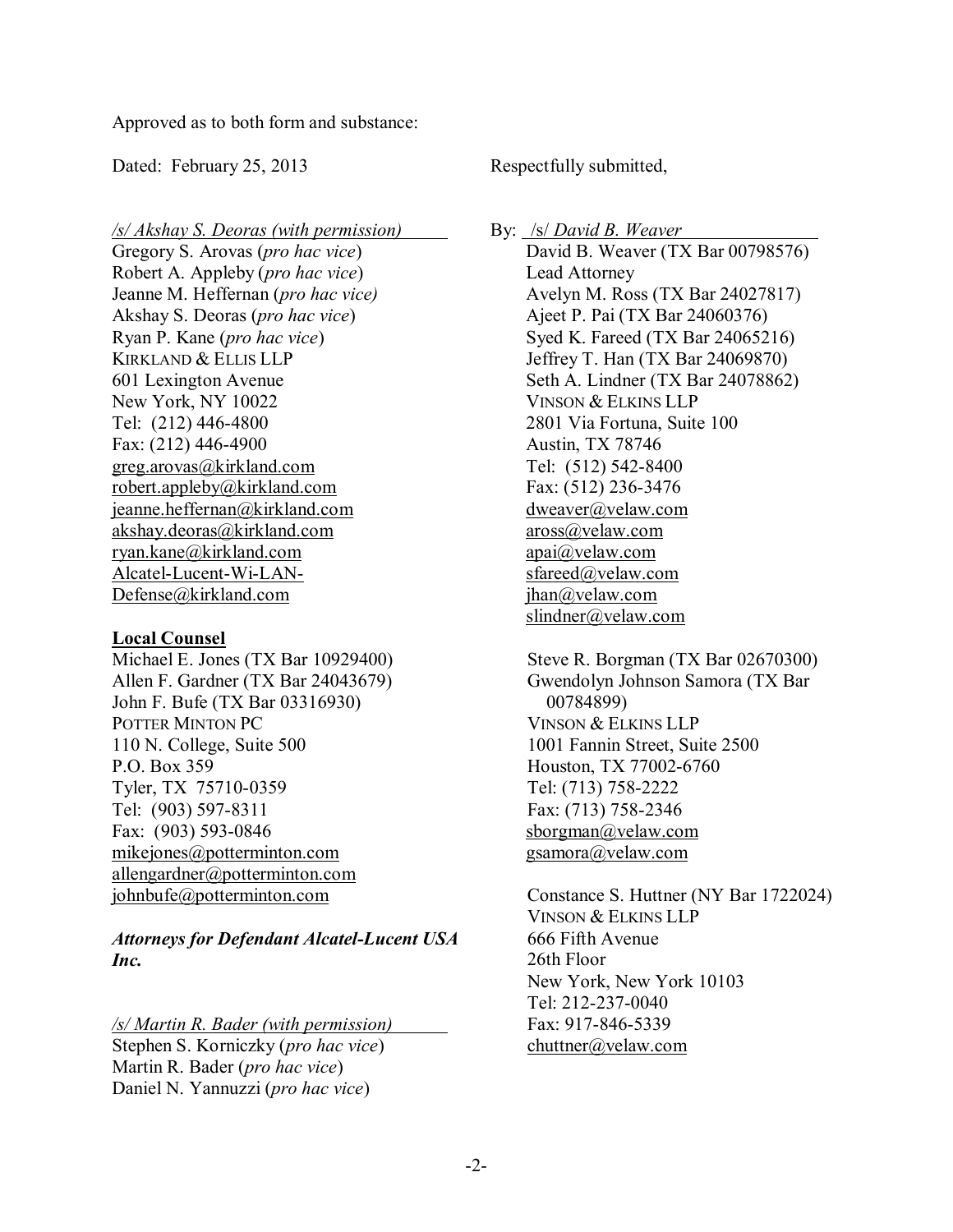Approved as to both form and substance:

Dated: February 25, 2013

*/s/ Akshay S. Deoras (with permission)*
Gregory S. Arovas (*pro hac vice*)
Robert A. Appleby (*pro hac vice*)
Jeanne M. Heffernan (*pro hac vice)*
Akshay S. Deoras (*pro hac vice*)
Ryan P. Kane (*pro hac vice*)
KIRKLAND & ELLIS LLP
601 Lexington Avenue
New York, NY 10022
Tel: (212) 446-4800
Fax: (212) 446-4900
greg.arovas@kirkland.com
robert.appleby@kirkland.com
jeanne.heffernan@kirkland.com
akshay.deoras@kirkland.com
ryan.kane@kirkland.com
Alcatel-Lucent-Wi-LAN-Defense@kirkland.com

**Local Counsel**
Michael E. Jones (TX Bar 10929400)
Allen F. Gardner (TX Bar 24043679)
John F. Bufe (TX Bar 03316930)
POTTER MINTON PC
110 N. College, Suite 500
P.O. Box 359
Tyler, TX 75710-0359
Tel: (903) 597-8311
Fax: (903) 593-0846
mikejones@potterminton.com
allengardner@potterminton.com
johnbufe@potterminton.com

***Attorneys for Defendant Alcatel-Lucent USA Inc.***

*/s/ Martin R. Bader (with permission)*
Stephen S. Korniczky (*pro hac vice*)
Martin R. Bader (*pro hac vice*)
Daniel N. Yannuzzi (*pro hac vice*)

Respectfully submitted,

By: */s/ David B. Weaver*
David B. Weaver (TX Bar 00798576)
Lead Attorney
Avelyn M. Ross (TX Bar 24027817)
Ajeet P. Pai (TX Bar 24060376)
Syed K. Fareed (TX Bar 24065216)
Jeffrey T. Han (TX Bar 24069870)
Seth A. Lindner (TX Bar 24078862)
VINSON & ELKINS LLP
2801 Via Fortuna, Suite 100
Austin, TX 78746
Tel: (512) 542-8400
Fax: (512) 236-3476
dweaver@velaw.com
aross@velaw.com
apai@velaw.com
sfareed@velaw.com
jhan@velaw.com
slindner@velaw.com

Steve R. Borgman (TX Bar 02670300)
Gwendolyn Johnson Samora (TX Bar 00784899)
VINSON & ELKINS LLP
1001 Fannin Street, Suite 2500
Houston, TX 77002-6760
Tel: (713) 758-2222
Fax: (713) 758-2346
sborgman@velaw.com
gsamora@velaw.com

Constance S. Huttner (NY Bar 1722024)
VINSON & ELKINS LLP
666 Fifth Avenue
26th Floor
New York, New York 10103
Tel: 212-237-0040
Fax: 917-846-5339
chuttner@velaw.com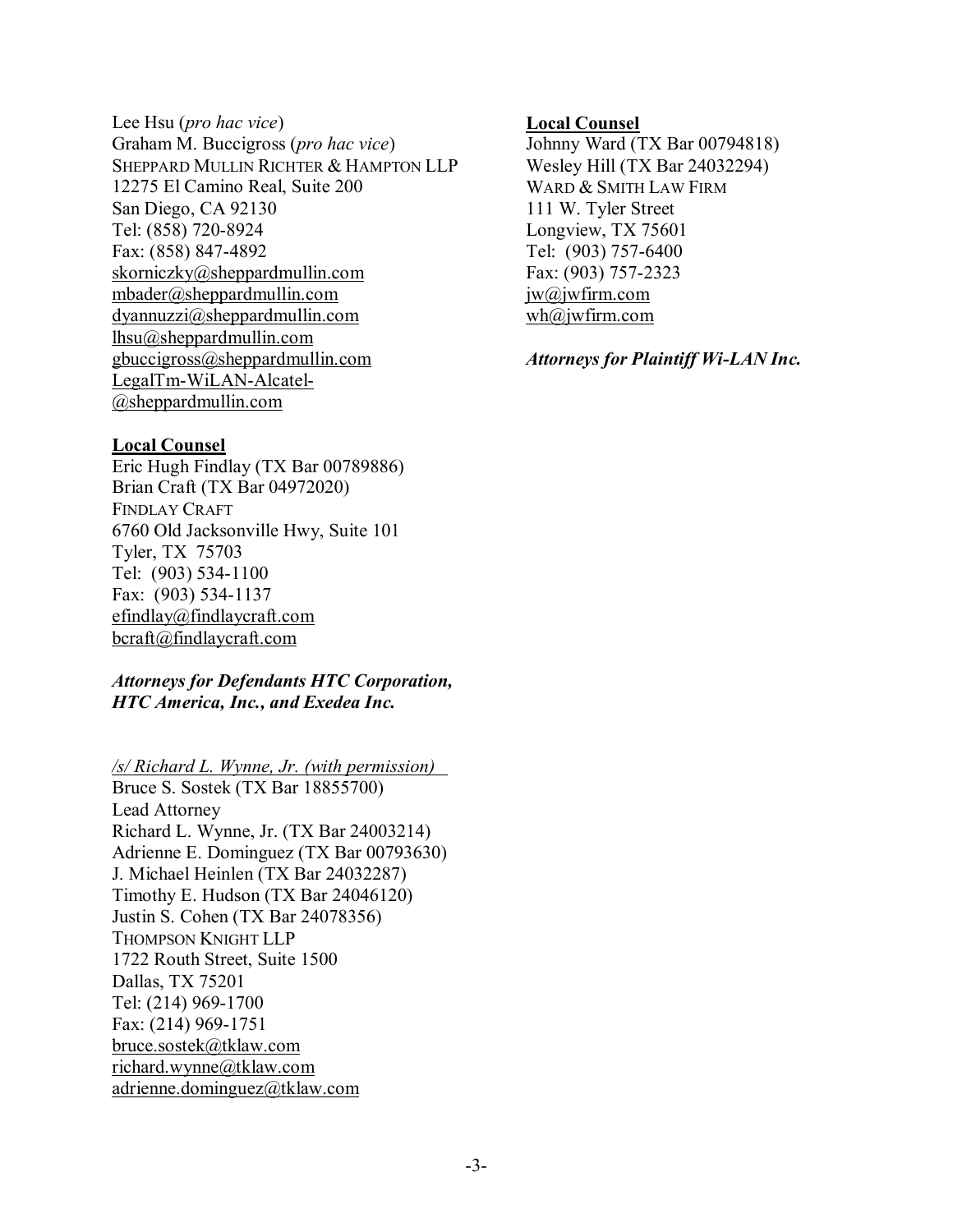Lee Hsu (*pro hac vice*)
Graham M. Buccigross (*pro hac vice*)
SHEPPARD MULLIN RICHTER & HAMPTON LLP
12275 El Camino Real, Suite 200
San Diego, CA 92130
Tel: (858) 720-8924
Fax: (858) 847-4892
skorniczky@sheppardmullin.com
mbader@sheppardmullin.com
dyannuzzi@sheppardmullin.com
lhsu@sheppardmullin.com
gbuccigross@sheppardmullin.com
LegalTm-WiLAN-Alcatel-@sheppardmullin.com

**Local Counsel**
Eric Hugh Findlay (TX Bar 00789886)
Brian Craft (TX Bar 04972020)
FINDLAY CRAFT
6760 Old Jacksonville Hwy, Suite 101
Tyler, TX 75703
Tel: (903) 534-1100
Fax: (903) 534-1137
efindlay@findlaycraft.com
bcraft@findlaycraft.com

***Attorneys for Defendants HTC Corporation, HTC America, Inc., and Exedea Inc.***

*/s/ Richard L. Wynne, Jr. (with permission)*
Bruce S. Sostek (TX Bar 18855700)
Lead Attorney
Richard L. Wynne, Jr. (TX Bar 24003214)
Adrienne E. Dominguez (TX Bar 00793630)
J. Michael Heinlen (TX Bar 24032287)
Timothy E. Hudson (TX Bar 24046120)
Justin S. Cohen (TX Bar 24078356)
THOMPSON KNIGHT LLP
1722 Routh Street, Suite 1500
Dallas, TX 75201
Tel: (214) 969-1700
Fax: (214) 969-1751
bruce.sostek@tklaw.com
richard.wynne@tklaw.com
adrienne.dominguez@tklaw.com

**Local Counsel**
Johnny Ward (TX Bar 00794818)
Wesley Hill (TX Bar 24032294)
WARD & SMITH LAW FIRM
111 W. Tyler Street
Longview, TX 75601
Tel: (903) 757-6400
Fax: (903) 757-2323
jw@jwfirm.com
wh@jwfirm.com

***Attorneys for Plaintiff Wi-LAN Inc.***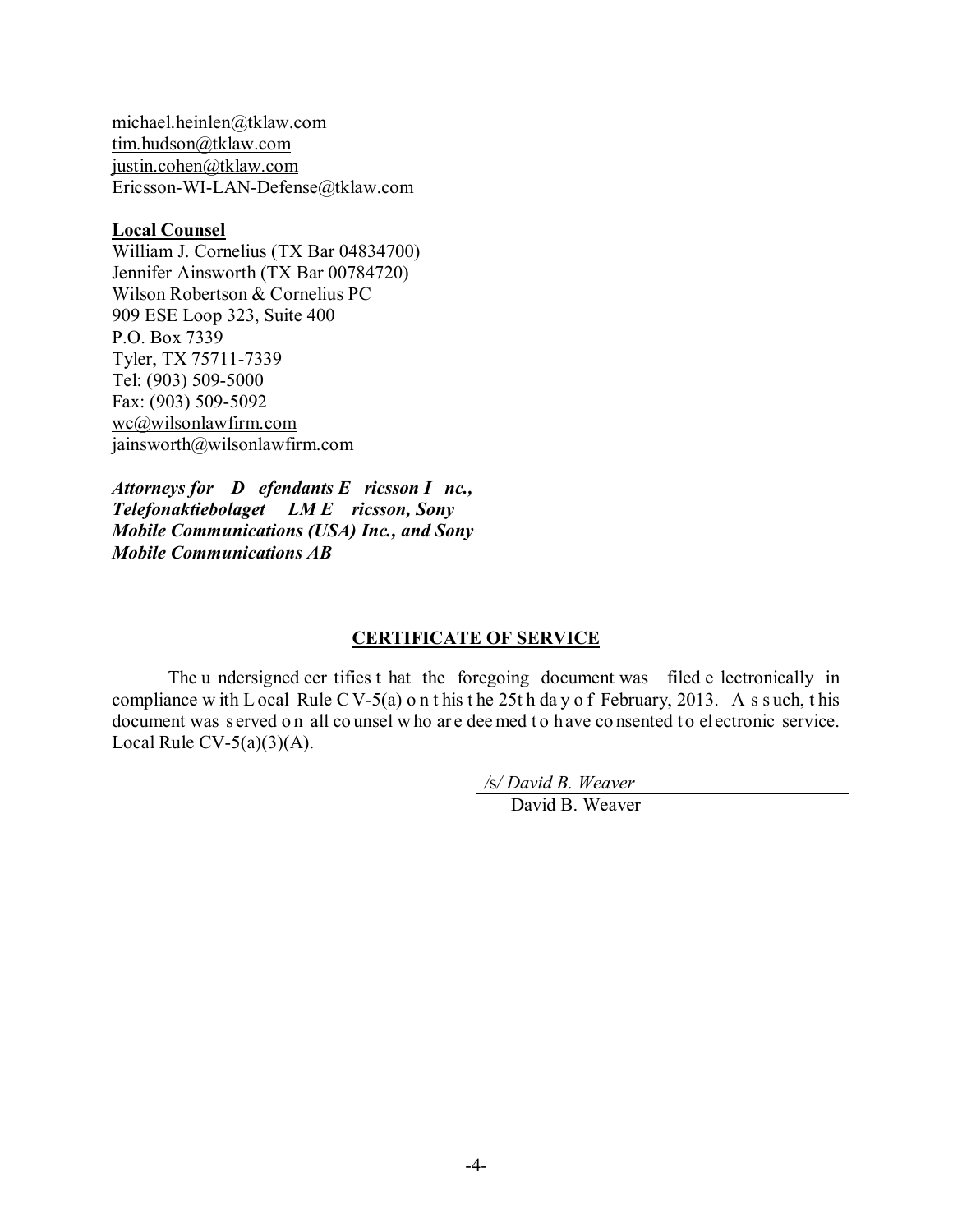michael.heinlen@tklaw.com
tim.hudson@tklaw.com
justin.cohen@tklaw.com
Ericsson-WI-LAN-Defense@tklaw.com

**Local Counsel**
William J. Cornelius (TX Bar 04834700)
Jennifer Ainsworth (TX Bar 00784720)
Wilson Robertson & Cornelius PC
909 ESE Loop 323, Suite 400
P.O. Box 7339
Tyler, TX 75711-7339
Tel: (903) 509-5000
Fax: (903) 509-5092
wc@wilsonlawfirm.com
jainsworth@wilsonlawfirm.com

***Attorneys for Defendants Ericsson Inc., Telefonaktiebolaget LM Ericsson, Sony Mobile Communications (USA) Inc., and Sony Mobile Communications AB***

## CERTIFICATE OF SERVICE

The undersigned certifies that the foregoing document was filed electronically in compliance with Local Rule CV-5(a) on this the 25th day of February, 2013. As such, this document was served on all counsel who are deemed to have consented to electronic service. Local Rule CV-5(a)(3)(A).

*/s/ David B. Weaver*
David B. Weaver